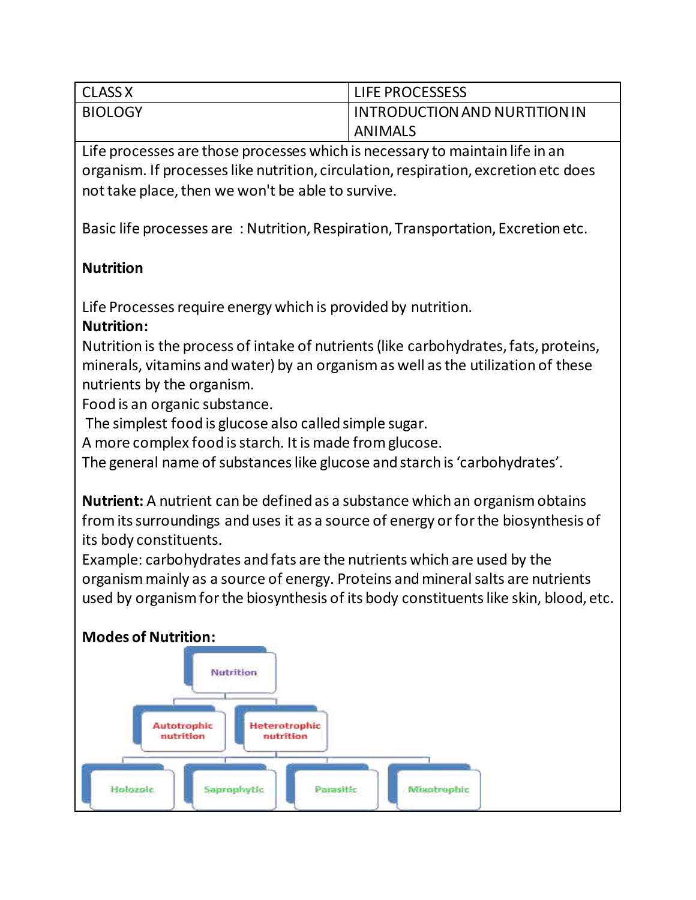| CLASS X | LIFE PROCESSESS |
| --- | --- |
| BIOLOGY | INTRODUCTION AND NURTITION IN ANIMALS |

Life processes are those processes which is necessary to maintain life in an organism. If processes like nutrition, circulation, respiration, excretion etc does not take place, then we won't be able to survive.

Basic life processes are : Nutrition, Respiration, Transportation, Excretion etc.

**Nutrition**

Life Processes require energy which is provided by nutrition.

**Nutrition:**

Nutrition is the process of intake of nutrients (like carbohydrates, fats, proteins, minerals, vitamins and water) by an organism as well as the utilization of these nutrients by the organism.

Food is an organic substance.

The simplest food is glucose also called simple sugar.

A more complex food is starch. It is made from glucose.

The general name of substances like glucose and starch is 'carbohydrates'.

**Nutrient:** A nutrient can be defined as a substance which an organism obtains from its surroundings and uses it as a source of energy or for the biosynthesis of its body constituents.

Example: carbohydrates and fats are the nutrients which are used by the organism mainly as a source of energy. Proteins and mineral salts are nutrients used by organism for the biosynthesis of its body constituents like skin, blood, etc.

**Modes of Nutrition:**

- Nutrition
  - Autotrophic nutrition
  - Heterotrophic nutrition
    - Holozoic
    - Saprophytic
    - Parasitic
    - Mixotrophic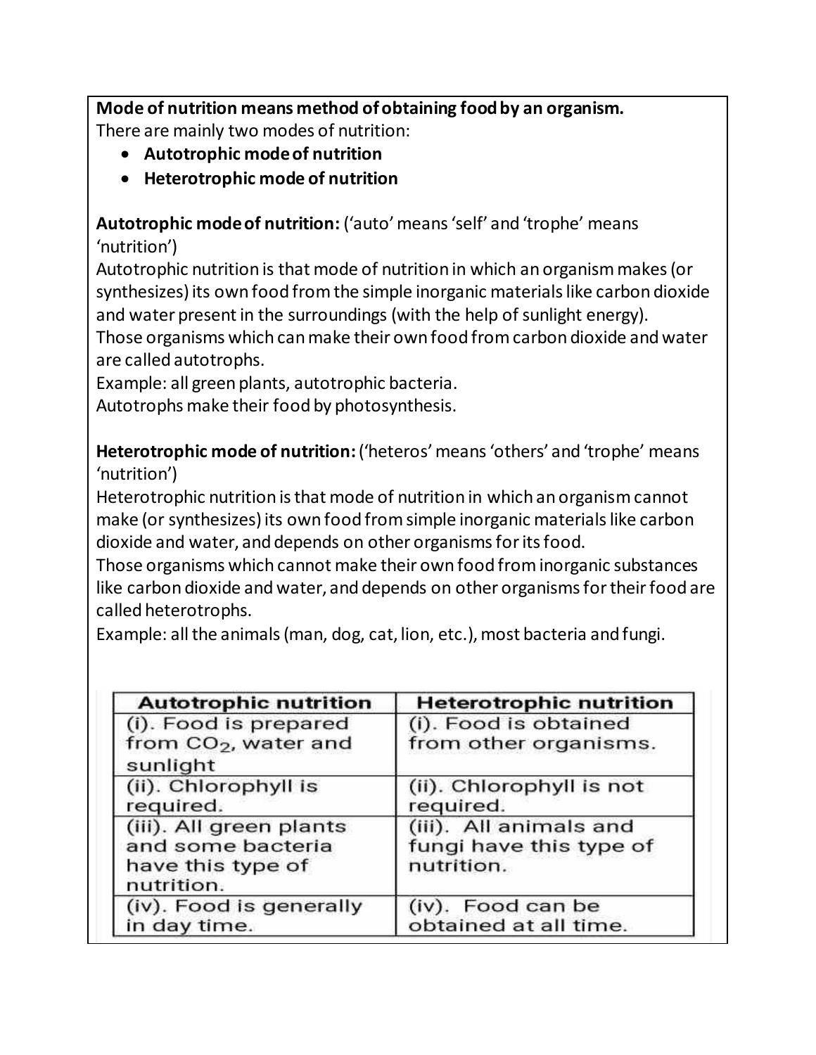**Mode of nutrition means method of obtaining food by an organism.**
There are mainly two modes of nutrition:

- **Autotrophic mode of nutrition**
- **Heterotrophic mode of nutrition**

**Autotrophic mode of nutrition:** ('auto' means 'self' and 'trophe' means 'nutrition')
Autotrophic nutrition is that mode of nutrition in which an organism makes (or synthesizes) its own food from the simple inorganic materials like carbon dioxide and water present in the surroundings (with the help of sunlight energy).
Those organisms which can make their own food from carbon dioxide and water are called autotrophs.
Example: all green plants, autotrophic bacteria.
Autotrophs make their food by photosynthesis.

**Heterotrophic mode of nutrition:** ('heteros' means 'others' and 'trophe' means 'nutrition')
Heterotrophic nutrition is that mode of nutrition in which an organism cannot make (or synthesizes) its own food from simple inorganic materials like carbon dioxide and water, and depends on other organisms for its food.
Those organisms which cannot make their own food from inorganic substances like carbon dioxide and water, and depends on other organisms for their food are called heterotrophs.
Example: all the animals (man, dog, cat, lion, etc.), most bacteria and fungi.

| Autotrophic nutrition | Heterotrophic nutrition |
|---|---|
| (i). Food is prepared from $CO_2$, water and sunlight | (i). Food is obtained from other organisms. |
| (ii). Chlorophyll is required. | (ii). Chlorophyll is not required. |
| (iii). All green plants and some bacteria have this type of nutrition. | (iii). All animals and fungi have this type of nutrition. |
| (iv). Food is generally in day time. | (iv). Food can be obtained at all time. |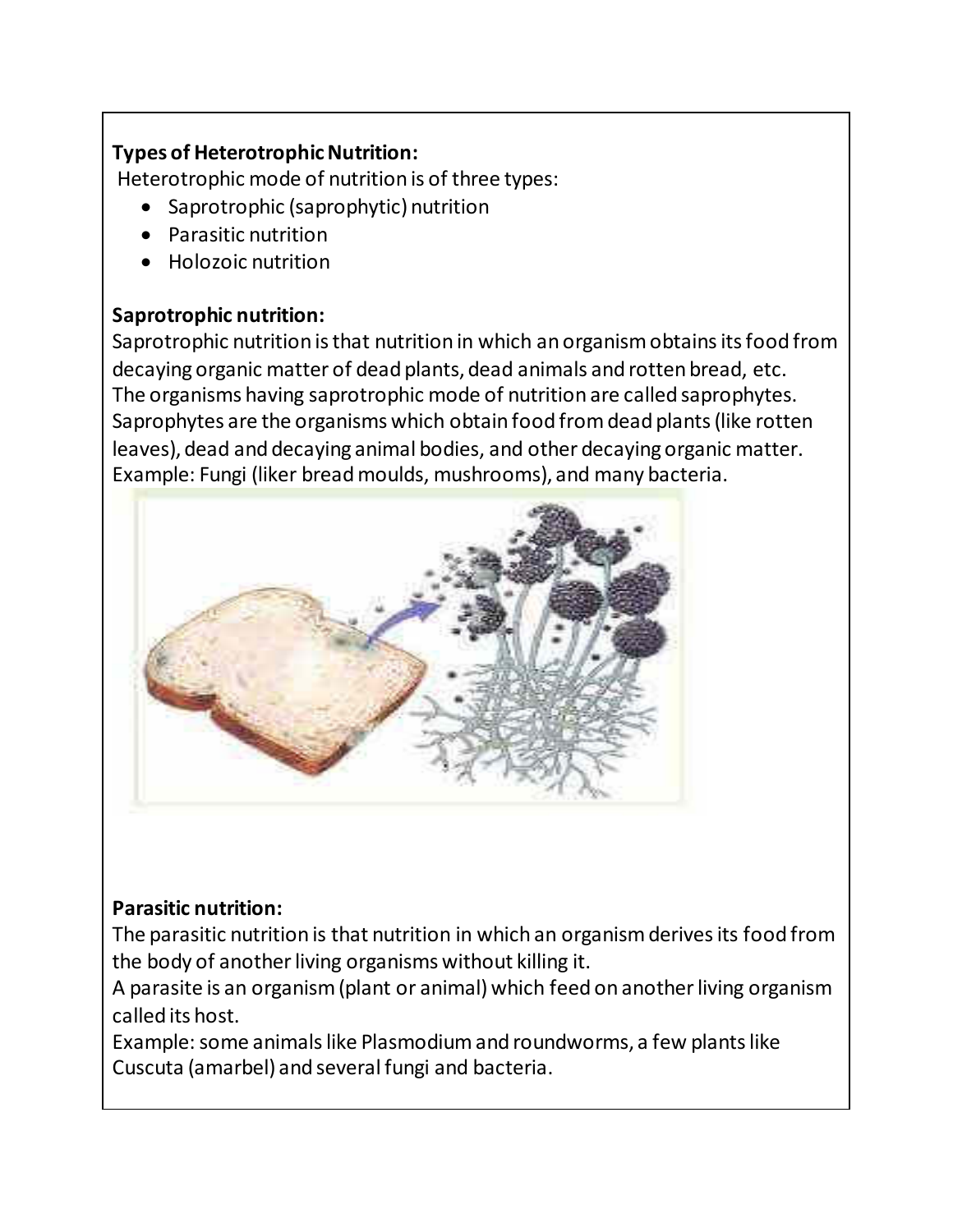**Types of Heterotrophic Nutrition:**

Heterotrophic mode of nutrition is of three types:

- Saprotrophic (saprophytic) nutrition
- Parasitic nutrition
- Holozoic nutrition

**Saprotrophic nutrition:**

Saprotrophic nutrition is that nutrition in which an organism obtains its food from decaying organic matter of dead plants, dead animals and rotten bread, etc.
The organisms having saprotrophic mode of nutrition are called saprophytes.
Saprophytes are the organisms which obtain food from dead plants (like rotten leaves), dead and decaying animal bodies, and other decaying organic matter.
Example: Fungi (liker bread moulds, mushrooms), and many bacteria.

**Parasitic nutrition:**

The parasitic nutrition is that nutrition in which an organism derives its food from the body of another living organisms without killing it.
A parasite is an organism (plant or animal) which feed on another living organism called its host.
Example: some animals like Plasmodium and roundworms, a few plants like Cuscuta (amarbel) and several fungi and bacteria.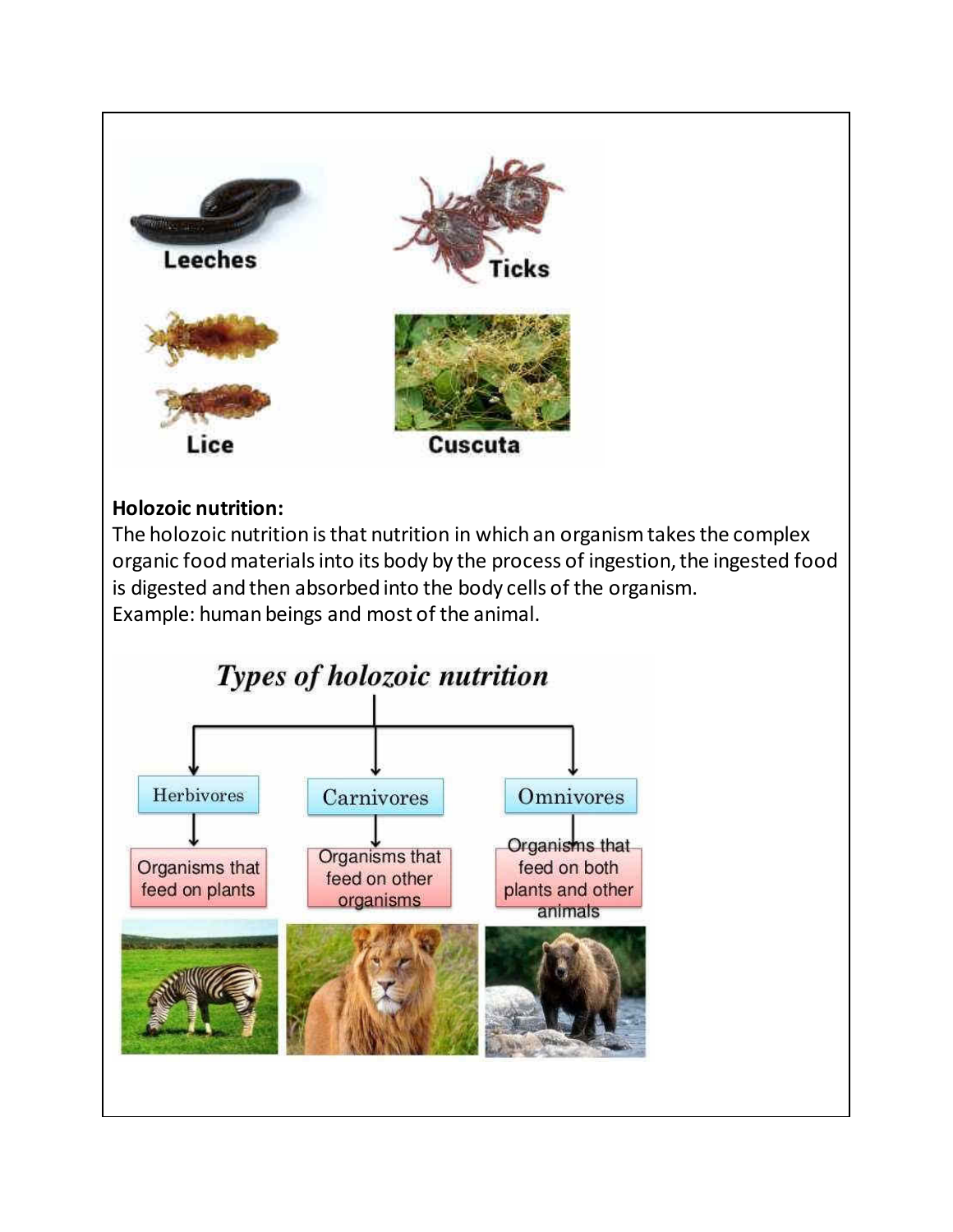Leeches

Ticks

Lice

Cuscuta

**Holozoic nutrition:**

The holozoic nutrition is that nutrition in which an organism takes the complex organic food materials into its body by the process of ingestion, the ingested food is digested and then absorbed into the body cells of the organism.

Example: human beings and most of the animal.

*Types of holozoic nutrition*

- Herbivores — Organisms that feed on plants
- Carnivores — Organisms that feed on other organisms
- Omnivores — Organisms that feed on both plants and other animals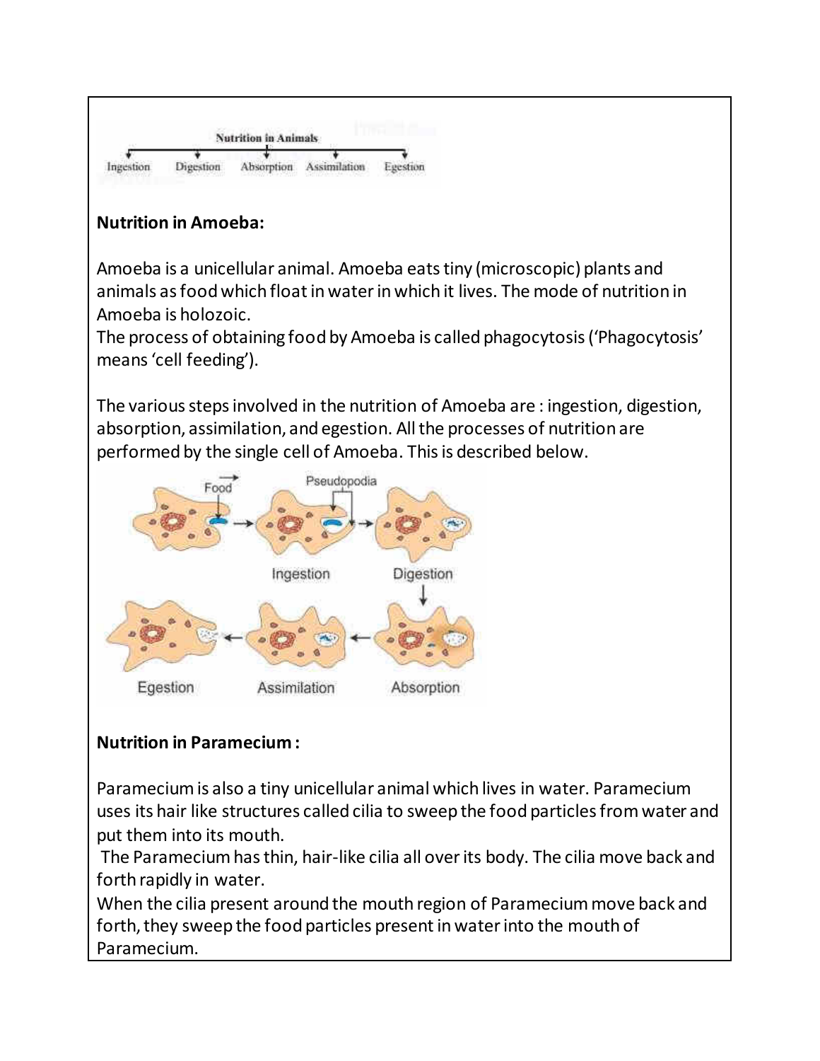Nutrition in Animals

Ingestion — Digestion — Absorption — Assimilation — Egestion

**Nutrition in Amoeba:**

Amoeba is a unicellular animal. Amoeba eats tiny (microscopic) plants and animals as food which float in water in which it lives. The mode of nutrition in Amoeba is holozoic.
The process of obtaining food by Amoeba is called phagocytosis ('Phagocytosis' means 'cell feeding').

The various steps involved in the nutrition of Amoeba are : ingestion, digestion, absorption, assimilation, and egestion. All the processes of nutrition are performed by the single cell of Amoeba. This is described below.

Food, Pseudopodia

Ingestion, Digestion, Absorption, Assimilation, Egestion

**Nutrition in Paramecium :**

Paramecium is also a tiny unicellular animal which lives in water. Paramecium uses its hair like structures called cilia to sweep the food particles from water and put them into its mouth.
The Paramecium has thin, hair-like cilia all over its body. The cilia move back and forth rapidly in water.
When the cilia present around the mouth region of Paramecium move back and forth, they sweep the food particles present in water into the mouth of Paramecium.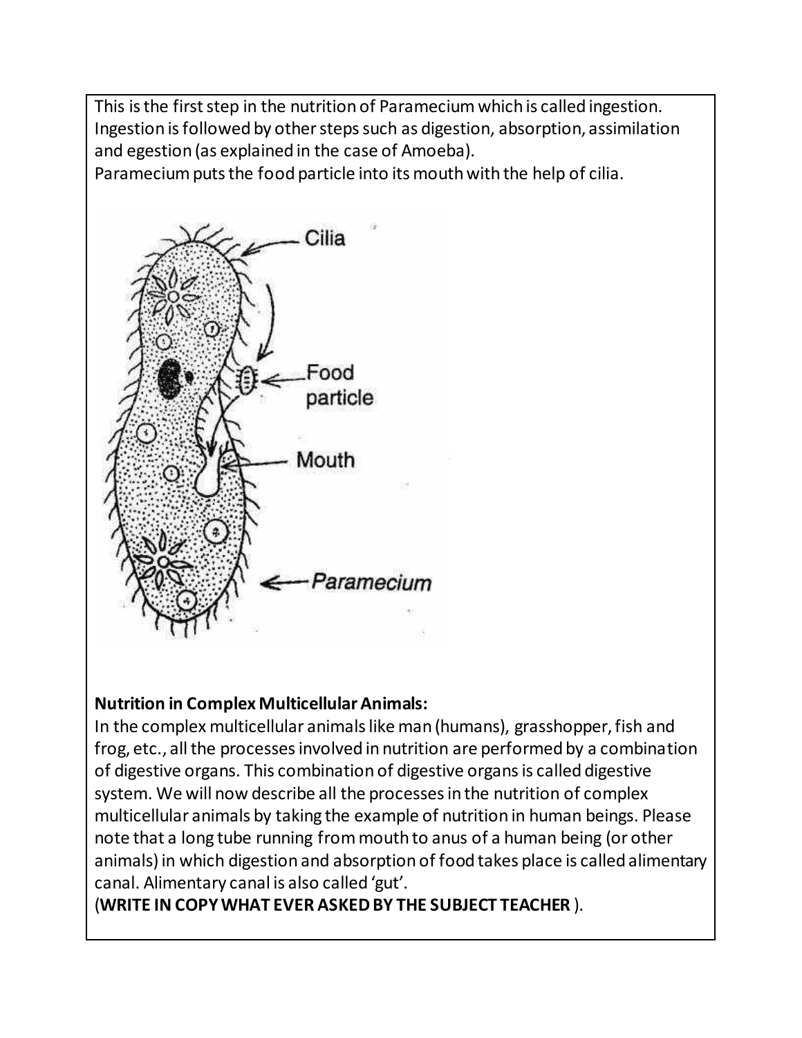This is the first step in the nutrition of Paramecium which is called ingestion. Ingestion is followed by other steps such as digestion, absorption, assimilation and egestion (as explained in the case of Amoeba).
Paramecium puts the food particle into its mouth with the help of cilia.

**Nutrition in Complex Multicellular Animals:**
In the complex multicellular animals like man (humans), grasshopper, fish and frog, etc., all the processes involved in nutrition are performed by a combination of digestive organs. This combination of digestive organs is called digestive system. We will now describe all the processes in the nutrition of complex multicellular animals by taking the example of nutrition in human beings. Please note that a long tube running from mouth to anus of a human being (or other animals) in which digestion and absorption of food takes place is called alimentary canal. Alimentary canal is also called 'gut'.
(**WRITE IN COPY WHAT EVER ASKED BY THE SUBJECT TEACHER** ).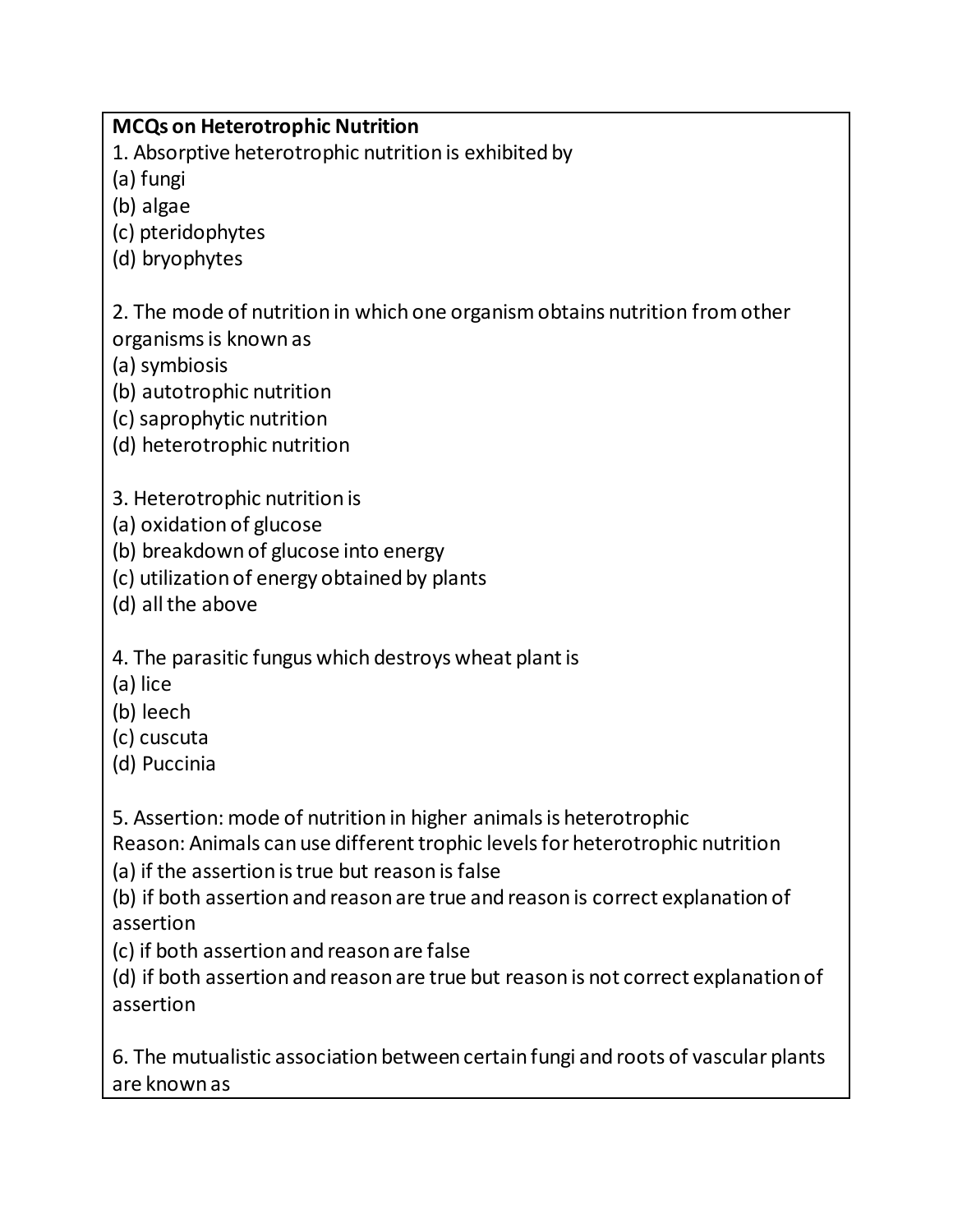**MCQs on Heterotrophic Nutrition**

1. Absorptive heterotrophic nutrition is exhibited by
(a) fungi
(b) algae
(c) pteridophytes
(d) bryophytes

2. The mode of nutrition in which one organism obtains nutrition from other organisms is known as
(a) symbiosis
(b) autotrophic nutrition
(c) saprophytic nutrition
(d) heterotrophic nutrition

3. Heterotrophic nutrition is
(a) oxidation of glucose
(b) breakdown of glucose into energy
(c) utilization of energy obtained by plants
(d) all the above

4. The parasitic fungus which destroys wheat plant is
(a) lice
(b) leech
(c) cuscuta
(d) Puccinia

5. Assertion: mode of nutrition in higher animals is heterotrophic
Reason: Animals can use different trophic levels for heterotrophic nutrition
(a) if the assertion is true but reason is false
(b) if both assertion and reason are true and reason is correct explanation of assertion
(c) if both assertion and reason are false
(d) if both assertion and reason are true but reason is not correct explanation of assertion

6. The mutualistic association between certain fungi and roots of vascular plants are known as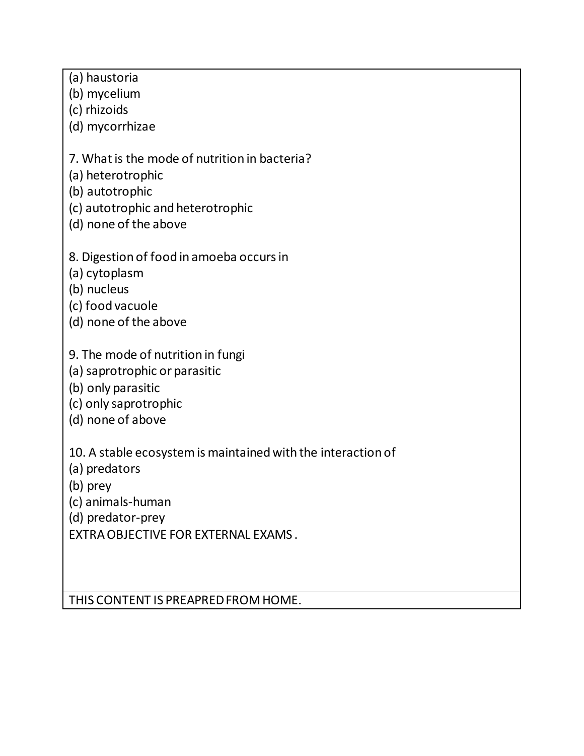(a) haustoria
(b) mycelium
(c) rhizoids
(d) mycorrhizae

7. What is the mode of nutrition in bacteria?
(a) heterotrophic
(b) autotrophic
(c) autotrophic and heterotrophic
(d) none of the above

8. Digestion of food in amoeba occurs in
(a) cytoplasm
(b) nucleus
(c) food vacuole
(d) none of the above

9. The mode of nutrition in fungi
(a) saprotrophic or parasitic
(b) only parasitic
(c) only saprotrophic
(d) none of above

10. A stable ecosystem is maintained with the interaction of
(a) predators
(b) prey
(c) animals-human
(d) predator-prey

EXTRA OBJECTIVE FOR EXTERNAL EXAMS .

THIS CONTENT IS PREAPRED FROM HOME.